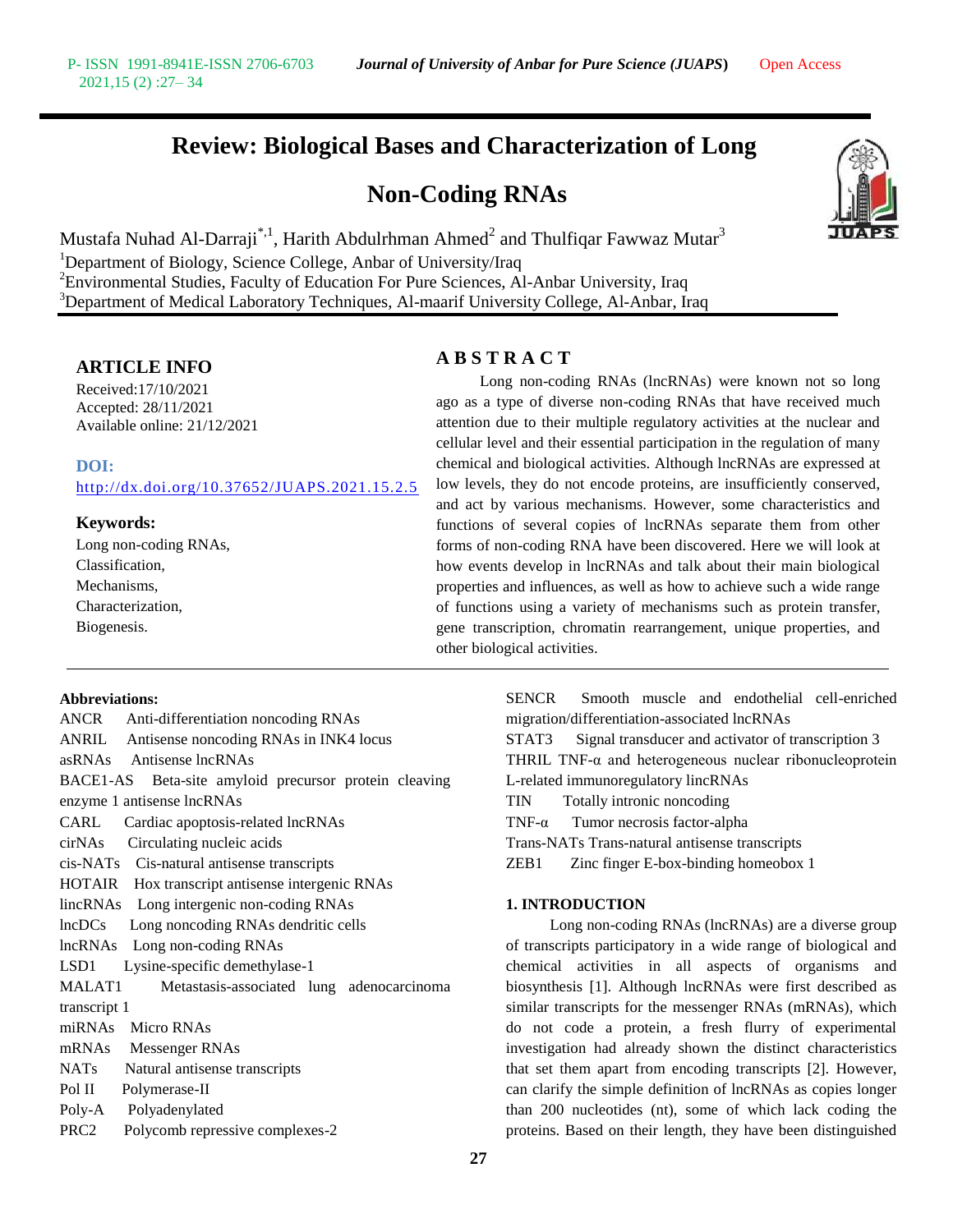# Review: Biological Bases and Characterization of Long Non-Coding RNAs

Mustafa Nuhad Al-Darraji[*,1], Harith Abdulrhman Ahmed[2] and Thulfiqar Fawwaz Mutar[3]

[1]Department of Biology, Science College, Anbar of University/Iraq

[2]Environmental Studies, Faculty of Education For Pure Sciences, Al-Anbar University, Iraq

[3]Department of Medical Laboratory Techniques, Al-maarif University College, Al-Anbar, Iraq

## ARTICLE INFO

Received:17/10/2021
Accepted: 28/11/2021
Available online: 21/12/2021

**DOI:**
http://dx.doi.org/10.37652/JUAPS.2021.15.2.5

**Keywords:**
Long non-coding RNAs,
Classification,
Mechanisms,
Characterization,
Biogenesis.

## ABSTRACT

Long non-coding RNAs (lncRNAs) were known not so long ago as a type of diverse non-coding RNAs that have received much attention due to their multiple regulatory activities at the nuclear and cellular level and their essential participation in the regulation of many chemical and biological activities. Although lncRNAs are expressed at low levels, they do not encode proteins, are insufficiently conserved, and act by various mechanisms. However, some characteristics and functions of several copies of lncRNAs separate them from other forms of non-coding RNA have been discovered. Here we will look at how events develop in lncRNAs and talk about their main biological properties and influences, as well as how to achieve such a wide range of functions using a variety of mechanisms such as protein transfer, gene transcription, chromatin rearrangement, unique properties, and other biological activities.

**Abbreviations:**

ANCR Anti-differentiation noncoding RNAs
ANRIL Antisense noncoding RNAs in INK4 locus
asRNAs Antisense lncRNAs
BACE1-AS Beta-site amyloid precursor protein cleaving enzyme 1 antisense lncRNAs
CARL Cardiac apoptosis-related lncRNAs
cirNAs Circulating nucleic acids
cis-NATs Cis-natural antisense transcripts
HOTAIR Hox transcript antisense intergenic RNAs
lincRNAs Long intergenic non-coding RNAs
lncDCs Long noncoding RNAs dendritic cells
lncRNAs Long non-coding RNAs
LSD1 Lysine-specific demethylase-1
MALAT1 Metastasis-associated lung adenocarcinoma transcript 1
miRNAs Micro RNAs
mRNAs Messenger RNAs
NATs Natural antisense transcripts
Pol II Polymerase-II
Poly-A Polyadenylated
PRC2 Polycomb repressive complexes-2
SENCR Smooth muscle and endothelial cell-enriched migration/differentiation-associated lncRNAs
STAT3 Signal transducer and activator of transcription 3
THRIL TNF-α and heterogeneous nuclear ribonucleoprotein L-related immunoregulatory lincRNAs
TIN Totally intronic noncoding
TNF-α Tumor necrosis factor-alpha
Trans-NATs Trans-natural antisense transcripts
ZEB1 Zinc finger E-box-binding homeobox 1

## 1. INTRODUCTION

Long non-coding RNAs (lncRNAs) are a diverse group of transcripts participatory in a wide range of biological and chemical activities in all aspects of organisms and biosynthesis [1]. Although lncRNAs were first described as similar transcripts for the messenger RNAs (mRNAs), which do not code a protein, a fresh flurry of experimental investigation had already shown the distinct characteristics that set them apart from encoding transcripts [2]. However, can clarify the simple definition of lncRNAs as copies longer than 200 nucleotides (nt), some of which lack coding the proteins. Based on their length, they have been distinguished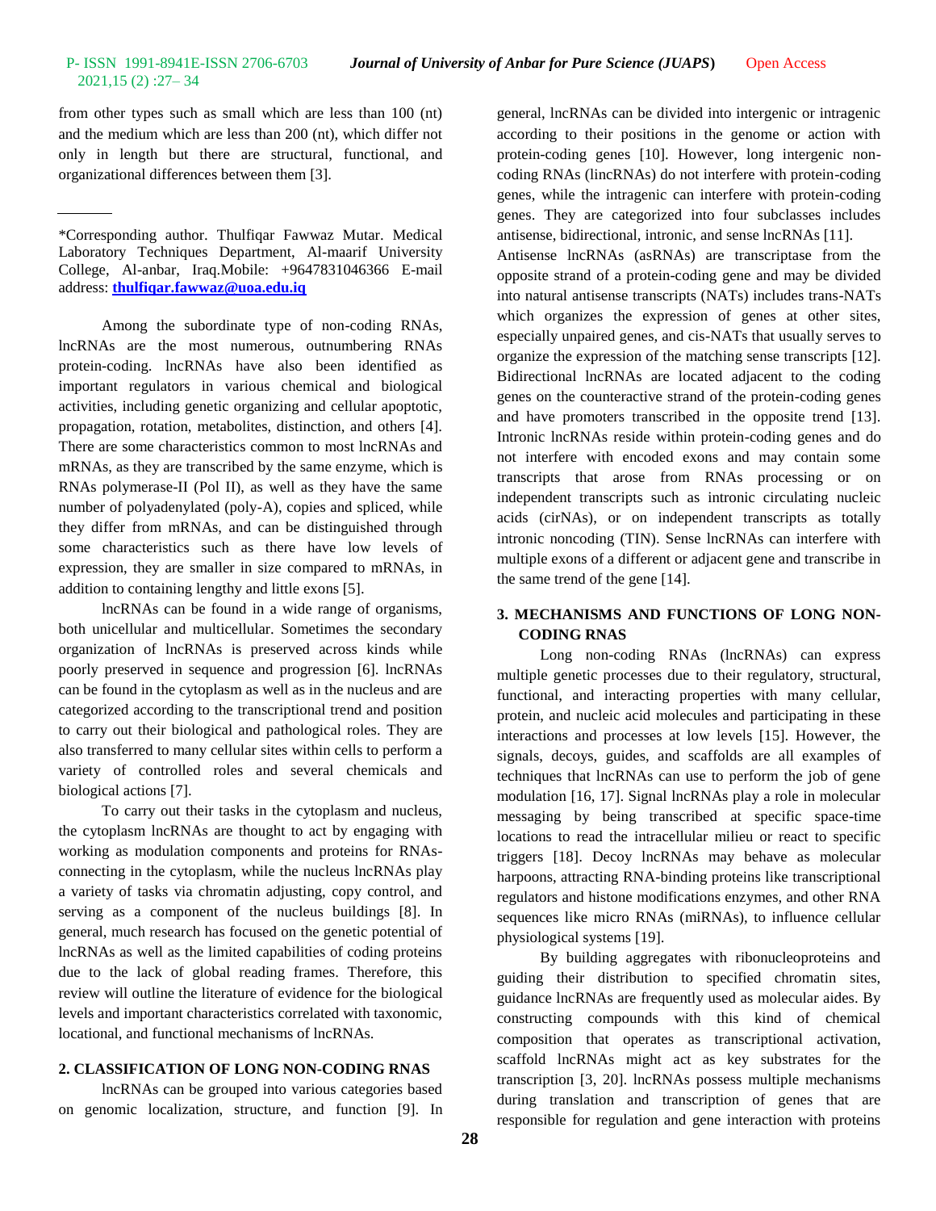from other types such as small which are less than 100 (nt) and the medium which are less than 200 (nt), which differ not only in length but there are structural, functional, and organizational differences between them [3].

*Corresponding author. Thulfiqar Fawwaz Mutar. Medical Laboratory Techniques Department, Al-maarif University College, Al-anbar, Iraq.Mobile: +9647831046366 E-mail address: **thulfiqar.fawwaz@uoa.edu.iq**

Among the subordinate type of non-coding RNAs, lncRNAs are the most numerous, outnumbering RNAs protein-coding. lncRNAs have also been identified as important regulators in various chemical and biological activities, including genetic organizing and cellular apoptotic, propagation, rotation, metabolites, distinction, and others [4]. There are some characteristics common to most lncRNAs and mRNAs, as they are transcribed by the same enzyme, which is RNAs polymerase-II (Pol II), as well as they have the same number of polyadenylated (poly-A), copies and spliced, while they differ from mRNAs, and can be distinguished through some characteristics such as there have low levels of expression, they are smaller in size compared to mRNAs, in addition to containing lengthy and little exons [5].

lncRNAs can be found in a wide range of organisms, both unicellular and multicellular. Sometimes the secondary organization of lncRNAs is preserved across kinds while poorly preserved in sequence and progression [6]. lncRNAs can be found in the cytoplasm as well as in the nucleus and are categorized according to the transcriptional trend and position to carry out their biological and pathological roles. They are also transferred to many cellular sites within cells to perform a variety of controlled roles and several chemicals and biological actions [7].

To carry out their tasks in the cytoplasm and nucleus, the cytoplasm lncRNAs are thought to act by engaging with working as modulation components and proteins for RNAs-connecting in the cytoplasm, while the nucleus lncRNAs play a variety of tasks via chromatin adjusting, copy control, and serving as a component of the nucleus buildings [8]. In general, much research has focused on the genetic potential of lncRNAs as well as the limited capabilities of coding proteins due to the lack of global reading frames. Therefore, this review will outline the literature of evidence for the biological levels and important characteristics correlated with taxonomic, locational, and functional mechanisms of lncRNAs.

## 2. CLASSIFICATION OF LONG NON-CODING RNAS

lncRNAs can be grouped into various categories based on genomic localization, structure, and function [9]. In general, lncRNAs can be divided into intergenic or intragenic according to their positions in the genome or action with protein-coding genes [10]. However, long intergenic non-coding RNAs (lincRNAs) do not interfere with protein-coding genes, while the intragenic can interfere with protein-coding genes. They are categorized into four subclasses includes antisense, bidirectional, intronic, and sense lncRNAs [11].

Antisense lncRNAs (asRNAs) are transcriptase from the opposite strand of a protein-coding gene and may be divided into natural antisense transcripts (NATs) includes trans-NATs which organizes the expression of genes at other sites, especially unpaired genes, and cis-NATs that usually serves to organize the expression of the matching sense transcripts [12]. Bidirectional lncRNAs are located adjacent to the coding genes on the counteractive strand of the protein-coding genes and have promoters transcribed in the opposite trend [13]. Intronic lncRNAs reside within protein-coding genes and do not interfere with encoded exons and may contain some transcripts that arose from RNAs processing or on independent transcripts such as intronic circulating nucleic acids (cirNAs), or on independent transcripts as totally intronic noncoding (TIN). Sense lncRNAs can interfere with multiple exons of a different or adjacent gene and transcribe in the same trend of the gene [14].

## 3. MECHANISMS AND FUNCTIONS OF LONG NON-CODING RNAS

Long non-coding RNAs (lncRNAs) can express multiple genetic processes due to their regulatory, structural, functional, and interacting properties with many cellular, protein, and nucleic acid molecules and participating in these interactions and processes at low levels [15]. However, the signals, decoys, guides, and scaffolds are all examples of techniques that lncRNAs can use to perform the job of gene modulation [16, 17]. Signal lncRNAs play a role in molecular messaging by being transcribed at specific space-time locations to read the intracellular milieu or react to specific triggers [18]. Decoy lncRNAs may behave as molecular harpoons, attracting RNA-binding proteins like transcriptional regulators and histone modifications enzymes, and other RNA sequences like micro RNAs (miRNAs), to influence cellular physiological systems [19].

By building aggregates with ribonucleoproteins and guiding their distribution to specified chromatin sites, guidance lncRNAs are frequently used as molecular aides. By constructing compounds with this kind of chemical composition that operates as transcriptional activation, scaffold lncRNAs might act as key substrates for the transcription [3, 20]. lncRNAs possess multiple mechanisms during translation and transcription of genes that are responsible for regulation and gene interaction with proteins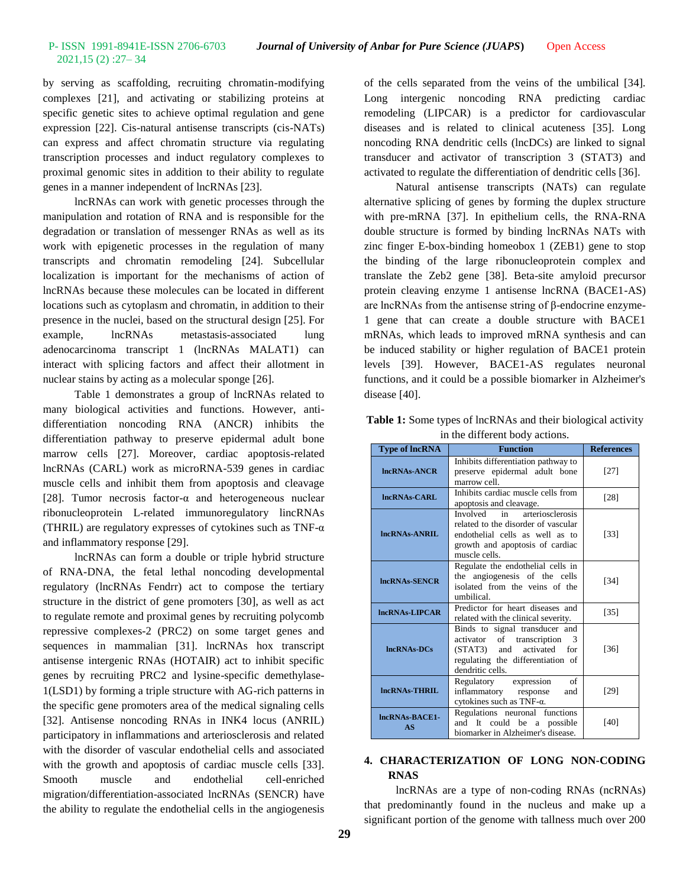by serving as scaffolding, recruiting chromatin-modifying complexes [21], and activating or stabilizing proteins at specific genetic sites to achieve optimal regulation and gene expression [22]. Cis-natural antisense transcripts (cis-NATs) can express and affect chromatin structure via regulating transcription processes and induct regulatory complexes to proximal genomic sites in addition to their ability to regulate genes in a manner independent of lncRNAs [23].

lncRNAs can work with genetic processes through the manipulation and rotation of RNA and is responsible for the degradation or translation of messenger RNAs as well as its work with epigenetic processes in the regulation of many transcripts and chromatin remodeling [24]. Subcellular localization is important for the mechanisms of action of lncRNAs because these molecules can be located in different locations such as cytoplasm and chromatin, in addition to their presence in the nuclei, based on the structural design [25]. For example, lncRNAs metastasis-associated lung adenocarcinoma transcript 1 (lncRNAs MALAT1) can interact with splicing factors and affect their allotment in nuclear stains by acting as a molecular sponge [26].

Table 1 demonstrates a group of lncRNAs related to many biological activities and functions. However, anti-differentiation noncoding RNA (ANCR) inhibits the differentiation pathway to preserve epidermal adult bone marrow cells [27]. Moreover, cardiac apoptosis-related lncRNAs (CARL) work as microRNA-539 genes in cardiac muscle cells and inhibit them from apoptosis and cleavage [28]. Tumor necrosis factor-α and heterogeneous nuclear ribonucleoprotein L-related immunoregulatory lincRNAs (THRIL) are regulatory expresses of cytokines such as TNF-α and inflammatory response [29].

lncRNAs can form a double or triple hybrid structure of RNA-DNA, the fetal lethal noncoding developmental regulatory (lncRNAs Fendrr) act to compose the tertiary structure in the district of gene promoters [30], as well as act to regulate remote and proximal genes by recruiting polycomb repressive complexes-2 (PRC2) on some target genes and sequences in mammalian [31]. lncRNAs hox transcript antisense intergenic RNAs (HOTAIR) act to inhibit specific genes by recruiting PRC2 and lysine-specific demethylase-1(LSD1) by forming a triple structure with AG-rich patterns in the specific gene promoters area of the medical signaling cells [32]. Antisense noncoding RNAs in INK4 locus (ANRIL) participatory in inflammations and arteriosclerosis and related with the disorder of vascular endothelial cells and associated with the growth and apoptosis of cardiac muscle cells [33]. Smooth muscle and endothelial cell-enriched migration/differentiation-associated lncRNAs (SENCR) have the ability to regulate the endothelial cells in the angiogenesis of the cells separated from the veins of the umbilical [34]. Long intergenic noncoding RNA predicting cardiac remodeling (LIPCAR) is a predictor for cardiovascular diseases and is related to clinical acuteness [35]. Long noncoding RNA dendritic cells (lncDCs) are linked to signal transducer and activator of transcription 3 (STAT3) and activated to regulate the differentiation of dendritic cells [36].

Natural antisense transcripts (NATs) can regulate alternative splicing of genes by forming the duplex structure with pre-mRNA [37]. In epithelium cells, the RNA-RNA double structure is formed by binding lncRNAs NATs with zinc finger E-box-binding homeobox 1 (ZEB1) gene to stop the binding of the large ribonucleoprotein complex and translate the Zeb2 gene [38]. Beta-site amyloid precursor protein cleaving enzyme 1 antisense lncRNA (BACE1-AS) are lncRNAs from the antisense string of β-endocrine enzyme-1 gene that can create a double structure with BACE1 mRNAs, which leads to improved mRNA synthesis and can be induced stability or higher regulation of BACE1 protein levels [39]. However, BACE1-AS regulates neuronal functions, and it could be a possible biomarker in Alzheimer's disease [40].

**Table 1:** Some types of lncRNAs and their biological activity in the different body actions.

| Type of lncRNA | Function | References |
|---|---|---|
| **lncRNAs-ANCR** | Inhibits differentiation pathway to preserve epidermal adult bone marrow cell. | [27] |
| **lncRNAs-CARL** | Inhibits cardiac muscle cells from apoptosis and cleavage. | [28] |
| **lncRNAs-ANRIL** | Involved in arteriosclerosis related to the disorder of vascular endothelial cells as well as to growth and apoptosis of cardiac muscle cells. | [33] |
| **lncRNAs-SENCR** | Regulate the endothelial cells in the angiogenesis of the cells isolated from the veins of the umbilical. | [34] |
| **lncRNAs-LIPCAR** | Predictor for heart diseases and related with the clinical severity. | [35] |
| **lncRNAs-DCs** | Binds to signal transducer and activator of transcription 3 (STAT3) and activated for regulating the differentiation of dendritic cells. | [36] |
| **lncRNAs-THRIL** | Regulatory expression of inflammatory response and cytokines such as TNF-α. | [29] |
| **lncRNAs-BACE1-AS** | Regulations neuronal functions and It could be a possible biomarker in Alzheimer's disease. | [40] |

## 4. CHARACTERIZATION OF LONG NON-CODING RNAS

lncRNAs are a type of non-coding RNAs (ncRNAs) that predominantly found in the nucleus and make up a significant portion of the genome with tallness much over 200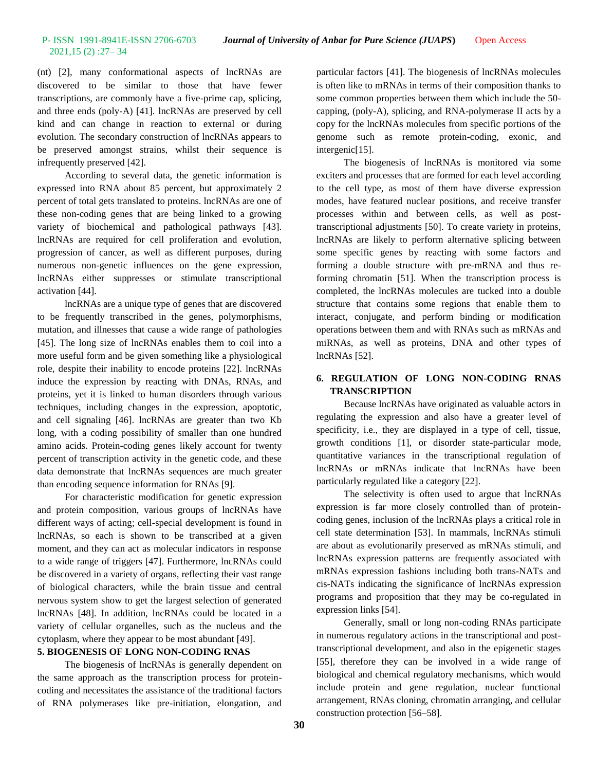(nt) [2], many conformational aspects of lncRNAs are discovered to be similar to those that have fewer transcriptions, are commonly have a five-prime cap, splicing, and three ends (poly-A) [41]. lncRNAs are preserved by cell kind and can change in reaction to external or during evolution. The secondary construction of lncRNAs appears to be preserved amongst strains, whilst their sequence is infrequently preserved [42].

According to several data, the genetic information is expressed into RNA about 85 percent, but approximately 2 percent of total gets translated to proteins. lncRNAs are one of these non-coding genes that are being linked to a growing variety of biochemical and pathological pathways [43]. lncRNAs are required for cell proliferation and evolution, progression of cancer, as well as different purposes, during numerous non-genetic influences on the gene expression, lncRNAs either suppresses or stimulate transcriptional activation [44].

lncRNAs are a unique type of genes that are discovered to be frequently transcribed in the genes, polymorphisms, mutation, and illnesses that cause a wide range of pathologies [45]. The long size of lncRNAs enables them to coil into a more useful form and be given something like a physiological role, despite their inability to encode proteins [22]. lncRNAs induce the expression by reacting with DNAs, RNAs, and proteins, yet it is linked to human disorders through various techniques, including changes in the expression, apoptotic, and cell signaling [46]. lncRNAs are greater than two Kb long, with a coding possibility of smaller than one hundred amino acids. Protein-coding genes likely account for twenty percent of transcription activity in the genetic code, and these data demonstrate that lncRNAs sequences are much greater than encoding sequence information for RNAs [9].

For characteristic modification for genetic expression and protein composition, various groups of lncRNAs have different ways of acting; cell-special development is found in lncRNAs, so each is shown to be transcribed at a given moment, and they can act as molecular indicators in response to a wide range of triggers [47]. Furthermore, lncRNAs could be discovered in a variety of organs, reflecting their vast range of biological characters, while the brain tissue and central nervous system show to get the largest selection of generated lncRNAs [48]. In addition, lncRNAs could be located in a variety of cellular organelles, such as the nucleus and the cytoplasm, where they appear to be most abundant [49].

## 5. BIOGENESIS OF LONG NON-CODING RNAS

The biogenesis of lncRNAs is generally dependent on the same approach as the transcription process for protein-coding and necessitates the assistance of the traditional factors of RNA polymerases like pre-initiation, elongation, and particular factors [41]. The biogenesis of lncRNAs molecules is often like to mRNAs in terms of their composition thanks to some common properties between them which include the 50-capping, (poly-A), splicing, and RNA-polymerase II acts by a copy for the lncRNAs molecules from specific portions of the genome such as remote protein-coding, exonic, and intergenic[15].

The biogenesis of lncRNAs is monitored via some exciters and processes that are formed for each level according to the cell type, as most of them have diverse expression modes, have featured nuclear positions, and receive transfer processes within and between cells, as well as post-transcriptional adjustments [50]. To create variety in proteins, lncRNAs are likely to perform alternative splicing between some specific genes by reacting with some factors and forming a double structure with pre-mRNA and thus re-forming chromatin [51]. When the transcription process is completed, the lncRNAs molecules are tucked into a double structure that contains some regions that enable them to interact, conjugate, and perform binding or modification operations between them and with RNAs such as mRNAs and miRNAs, as well as proteins, DNA and other types of lncRNAs [52].

## 6. REGULATION OF LONG NON-CODING RNAS TRANSCRIPTION

Because lncRNAs have originated as valuable actors in regulating the expression and also have a greater level of specificity, i.e., they are displayed in a type of cell, tissue, growth conditions [1], or disorder state-particular mode, quantitative variances in the transcriptional regulation of lncRNAs or mRNAs indicate that lncRNAs have been particularly regulated like a category [22].

The selectivity is often used to argue that lncRNAs expression is far more closely controlled than of protein-coding genes, inclusion of the lncRNAs plays a critical role in cell state determination [53]. In mammals, lncRNAs stimuli are about as evolutionarily preserved as mRNAs stimuli, and lncRNAs expression patterns are frequently associated with mRNAs expression fashions including both trans-NATs and cis-NATs indicating the significance of lncRNAs expression programs and proposition that they may be co-regulated in expression links [54].

Generally, small or long non-coding RNAs participate in numerous regulatory actions in the transcriptional and post-transcriptional development, and also in the epigenetic stages [55], therefore they can be involved in a wide range of biological and chemical regulatory mechanisms, which would include protein and gene regulation, nuclear functional arrangement, RNAs cloning, chromatin arranging, and cellular construction protection [56–58].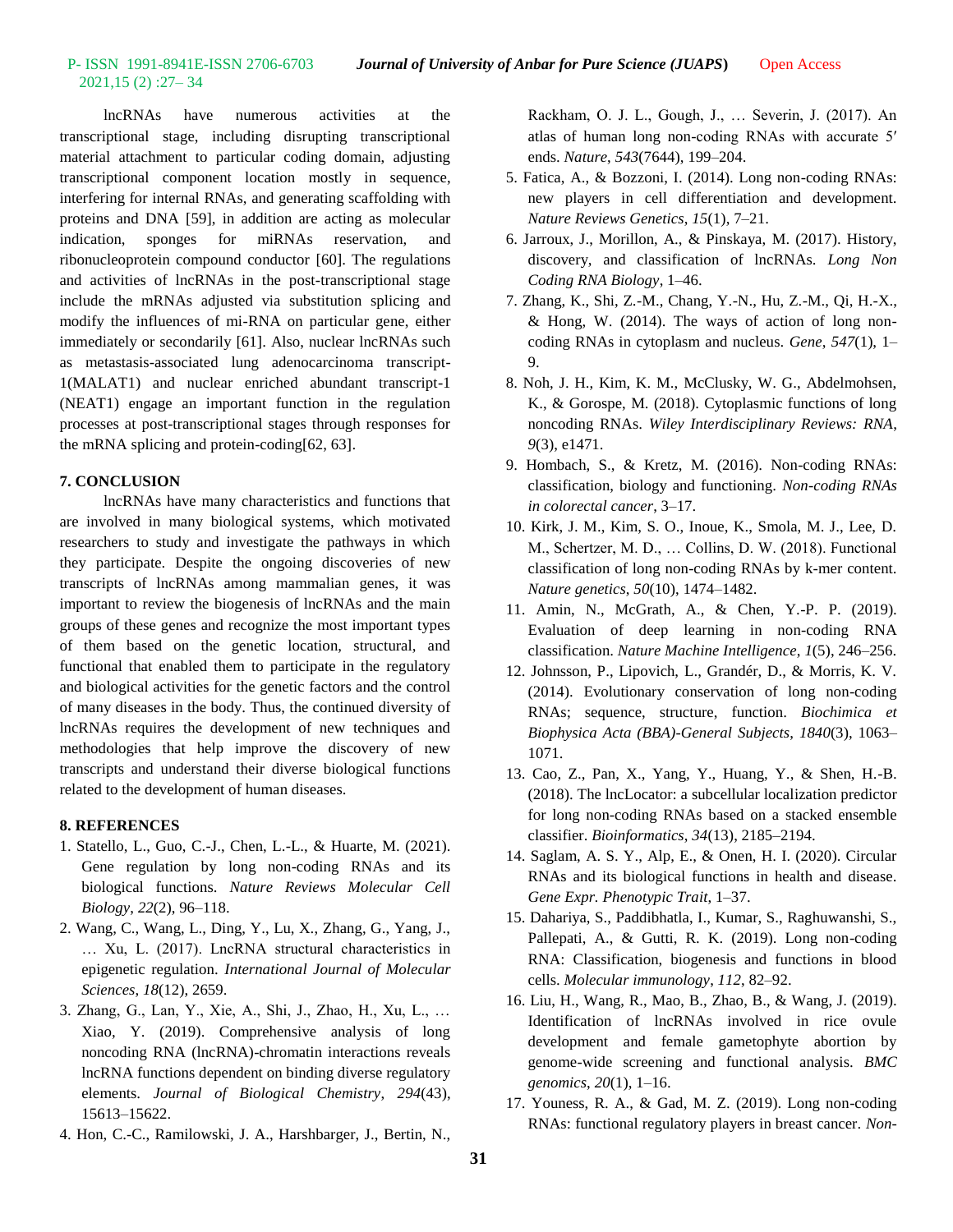lncRNAs have numerous activities at the transcriptional stage, including disrupting transcriptional material attachment to particular coding domain, adjusting transcriptional component location mostly in sequence, interfering for internal RNAs, and generating scaffolding with proteins and DNA [59], in addition are acting as molecular indication, sponges for miRNAs reservation, and ribonucleoprotein compound conductor [60]. The regulations and activities of lncRNAs in the post-transcriptional stage include the mRNAs adjusted via substitution splicing and modify the influences of mi-RNA on particular gene, either immediately or secondarily [61]. Also, nuclear lncRNAs such as metastasis-associated lung adenocarcinoma transcript-1(MALAT1) and nuclear enriched abundant transcript-1 (NEAT1) engage an important function in the regulation processes at post-transcriptional stages through responses for the mRNA splicing and protein-coding[62, 63].

## 7. CONCLUSION

lncRNAs have many characteristics and functions that are involved in many biological systems, which motivated researchers to study and investigate the pathways in which they participate. Despite the ongoing discoveries of new transcripts of lncRNAs among mammalian genes, it was important to review the biogenesis of lncRNAs and the main groups of these genes and recognize the most important types of them based on the genetic location, structural, and functional that enabled them to participate in the regulatory and biological activities for the genetic factors and the control of many diseases in the body. Thus, the continued diversity of lncRNAs requires the development of new techniques and methodologies that help improve the discovery of new transcripts and understand their diverse biological functions related to the development of human diseases.

## 8. REFERENCES

1. Statello, L., Guo, C.-J., Chen, L.-L., & Huarte, M. (2021). Gene regulation by long non-coding RNAs and its biological functions. *Nature Reviews Molecular Cell Biology*, *22*(2), 96–118.
2. Wang, C., Wang, L., Ding, Y., Lu, X., Zhang, G., Yang, J., … Xu, L. (2017). LncRNA structural characteristics in epigenetic regulation. *International Journal of Molecular Sciences*, *18*(12), 2659.
3. Zhang, G., Lan, Y., Xie, A., Shi, J., Zhao, H., Xu, L., … Xiao, Y. (2019). Comprehensive analysis of long noncoding RNA (lncRNA)-chromatin interactions reveals lncRNA functions dependent on binding diverse regulatory elements. *Journal of Biological Chemistry*, *294*(43), 15613–15622.
4. Hon, C.-C., Ramilowski, J. A., Harshbarger, J., Bertin, N., Rackham, O. J. L., Gough, J., … Severin, J. (2017). An atlas of human long non-coding RNAs with accurate 5′ ends. *Nature*, *543*(7644), 199–204.
5. Fatica, A., & Bozzoni, I. (2014). Long non-coding RNAs: new players in cell differentiation and development. *Nature Reviews Genetics*, *15*(1), 7–21.
6. Jarroux, J., Morillon, A., & Pinskaya, M. (2017). History, discovery, and classification of lncRNAs. *Long Non Coding RNA Biology*, 1–46.
7. Zhang, K., Shi, Z.-M., Chang, Y.-N., Hu, Z.-M., Qi, H.-X., & Hong, W. (2014). The ways of action of long non-coding RNAs in cytoplasm and nucleus. *Gene*, *547*(1), 1–9.
8. Noh, J. H., Kim, K. M., McClusky, W. G., Abdelmohsen, K., & Gorospe, M. (2018). Cytoplasmic functions of long noncoding RNAs. *Wiley Interdisciplinary Reviews: RNA*, *9*(3), e1471.
9. Hombach, S., & Kretz, M. (2016). Non-coding RNAs: classification, biology and functioning. *Non-coding RNAs in colorectal cancer*, 3–17.
10. Kirk, J. M., Kim, S. O., Inoue, K., Smola, M. J., Lee, D. M., Schertzer, M. D., … Collins, D. W. (2018). Functional classification of long non-coding RNAs by k-mer content. *Nature genetics*, *50*(10), 1474–1482.
11. Amin, N., McGrath, A., & Chen, Y.-P. P. (2019). Evaluation of deep learning in non-coding RNA classification. *Nature Machine Intelligence*, *1*(5), 246–256.
12. Johnsson, P., Lipovich, L., Grandér, D., & Morris, K. V. (2014). Evolutionary conservation of long non-coding RNAs; sequence, structure, function. *Biochimica et Biophysica Acta (BBA)-General Subjects*, *1840*(3), 1063–1071.
13. Cao, Z., Pan, X., Yang, Y., Huang, Y., & Shen, H.-B. (2018). The lncLocator: a subcellular localization predictor for long non-coding RNAs based on a stacked ensemble classifier. *Bioinformatics*, *34*(13), 2185–2194.
14. Saglam, A. S. Y., Alp, E., & Onen, H. I. (2020). Circular RNAs and its biological functions in health and disease. *Gene Expr. Phenotypic Trait*, 1–37.
15. Dahariya, S., Paddibhatla, I., Kumar, S., Raghuwanshi, S., Pallepati, A., & Gutti, R. K. (2019). Long non-coding RNA: Classification, biogenesis and functions in blood cells. *Molecular immunology*, *112*, 82–92.
16. Liu, H., Wang, R., Mao, B., Zhao, B., & Wang, J. (2019). Identification of lncRNAs involved in rice ovule development and female gametophyte abortion by genome-wide screening and functional analysis. *BMC genomics*, *20*(1), 1–16.
17. Youness, R. A., & Gad, M. Z. (2019). Long non-coding RNAs: functional regulatory players in breast cancer. *Non-*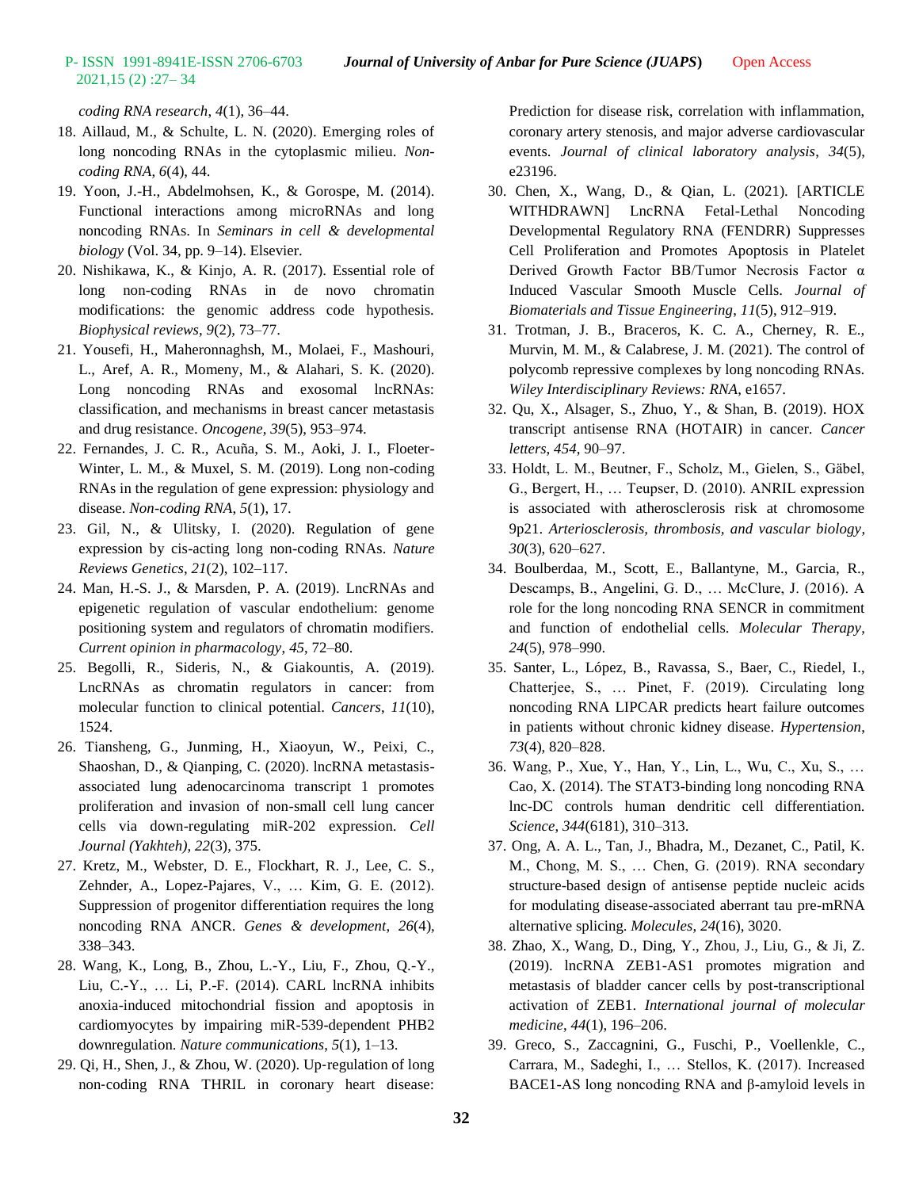*coding RNA research*, *4*(1), 36–44.

18. Aillaud, M., & Schulte, L. N. (2020). Emerging roles of long noncoding RNAs in the cytoplasmic milieu. *Non-coding RNA*, *6*(4), 44.
19. Yoon, J.-H., Abdelmohsen, K., & Gorospe, M. (2014). Functional interactions among microRNAs and long noncoding RNAs. In *Seminars in cell & developmental biology* (Vol. 34, pp. 9–14). Elsevier.
20. Nishikawa, K., & Kinjo, A. R. (2017). Essential role of long non-coding RNAs in de novo chromatin modifications: the genomic address code hypothesis. *Biophysical reviews*, *9*(2), 73–77.
21. Yousefi, H., Maheronnaghsh, M., Molaei, F., Mashouri, L., Aref, A. R., Momeny, M., & Alahari, S. K. (2020). Long noncoding RNAs and exosomal lncRNAs: classification, and mechanisms in breast cancer metastasis and drug resistance. *Oncogene*, *39*(5), 953–974.
22. Fernandes, J. C. R., Acuña, S. M., Aoki, J. I., Floeter-Winter, L. M., & Muxel, S. M. (2019). Long non-coding RNAs in the regulation of gene expression: physiology and disease. *Non-coding RNA*, *5*(1), 17.
23. Gil, N., & Ulitsky, I. (2020). Regulation of gene expression by cis-acting long non-coding RNAs. *Nature Reviews Genetics*, *21*(2), 102–117.
24. Man, H.-S. J., & Marsden, P. A. (2019). LncRNAs and epigenetic regulation of vascular endothelium: genome positioning system and regulators of chromatin modifiers. *Current opinion in pharmacology*, *45*, 72–80.
25. Begolli, R., Sideris, N., & Giakountis, A. (2019). LncRNAs as chromatin regulators in cancer: from molecular function to clinical potential. *Cancers*, *11*(10), 1524.
26. Tiansheng, G., Junming, H., Xiaoyun, W., Peixi, C., Shaoshan, D., & Qianping, C. (2020). lncRNA metastasis-associated lung adenocarcinoma transcript 1 promotes proliferation and invasion of non-small cell lung cancer cells via down-regulating miR-202 expression. *Cell Journal (Yakhteh)*, *22*(3), 375.
27. Kretz, M., Webster, D. E., Flockhart, R. J., Lee, C. S., Zehnder, A., Lopez-Pajares, V., … Kim, G. E. (2012). Suppression of progenitor differentiation requires the long noncoding RNA ANCR. *Genes & development*, *26*(4), 338–343.
28. Wang, K., Long, B., Zhou, L.-Y., Liu, F., Zhou, Q.-Y., Liu, C.-Y., … Li, P.-F. (2014). CARL lncRNA inhibits anoxia-induced mitochondrial fission and apoptosis in cardiomyocytes by impairing miR-539-dependent PHB2 downregulation. *Nature communications*, *5*(1), 1–13.
29. Qi, H., Shen, J., & Zhou, W. (2020). Up-regulation of long non-coding RNA THRIL in coronary heart disease: Prediction for disease risk, correlation with inflammation, coronary artery stenosis, and major adverse cardiovascular events. *Journal of clinical laboratory analysis*, *34*(5), e23196.
30. Chen, X., Wang, D., & Qian, L. (2021). [ARTICLE WITHDRAWN] LncRNA Fetal-Lethal Noncoding Developmental Regulatory RNA (FENDRR) Suppresses Cell Proliferation and Promotes Apoptosis in Platelet Derived Growth Factor BB/Tumor Necrosis Factor α Induced Vascular Smooth Muscle Cells. *Journal of Biomaterials and Tissue Engineering*, *11*(5), 912–919.
31. Trotman, J. B., Braceros, K. C. A., Cherney, R. E., Murvin, M. M., & Calabrese, J. M. (2021). The control of polycomb repressive complexes by long noncoding RNAs. *Wiley Interdisciplinary Reviews: RNA*, e1657.
32. Qu, X., Alsager, S., Zhuo, Y., & Shan, B. (2019). HOX transcript antisense RNA (HOTAIR) in cancer. *Cancer letters*, *454*, 90–97.
33. Holdt, L. M., Beutner, F., Scholz, M., Gielen, S., Gäbel, G., Bergert, H., … Teupser, D. (2010). ANRIL expression is associated with atherosclerosis risk at chromosome 9p21. *Arteriosclerosis, thrombosis, and vascular biology*, *30*(3), 620–627.
34. Boulberdaa, M., Scott, E., Ballantyne, M., Garcia, R., Descamps, B., Angelini, G. D., … McClure, J. (2016). A role for the long noncoding RNA SENCR in commitment and function of endothelial cells. *Molecular Therapy*, *24*(5), 978–990.
35. Santer, L., López, B., Ravassa, S., Baer, C., Riedel, I., Chatterjee, S., … Pinet, F. (2019). Circulating long noncoding RNA LIPCAR predicts heart failure outcomes in patients without chronic kidney disease. *Hypertension*, *73*(4), 820–828.
36. Wang, P., Xue, Y., Han, Y., Lin, L., Wu, C., Xu, S., … Cao, X. (2014). The STAT3-binding long noncoding RNA lnc-DC controls human dendritic cell differentiation. *Science*, *344*(6181), 310–313.
37. Ong, A. A. L., Tan, J., Bhadra, M., Dezanet, C., Patil, K. M., Chong, M. S., … Chen, G. (2019). RNA secondary structure-based design of antisense peptide nucleic acids for modulating disease-associated aberrant tau pre-mRNA alternative splicing. *Molecules*, *24*(16), 3020.
38. Zhao, X., Wang, D., Ding, Y., Zhou, J., Liu, G., & Ji, Z. (2019). lncRNA ZEB1-AS1 promotes migration and metastasis of bladder cancer cells by post-transcriptional activation of ZEB1. *International journal of molecular medicine*, *44*(1), 196–206.
39. Greco, S., Zaccagnini, G., Fuschi, P., Voellenkle, C., Carrara, M., Sadeghi, I., … Stellos, K. (2017). Increased BACE1-AS long noncoding RNA and β-amyloid levels in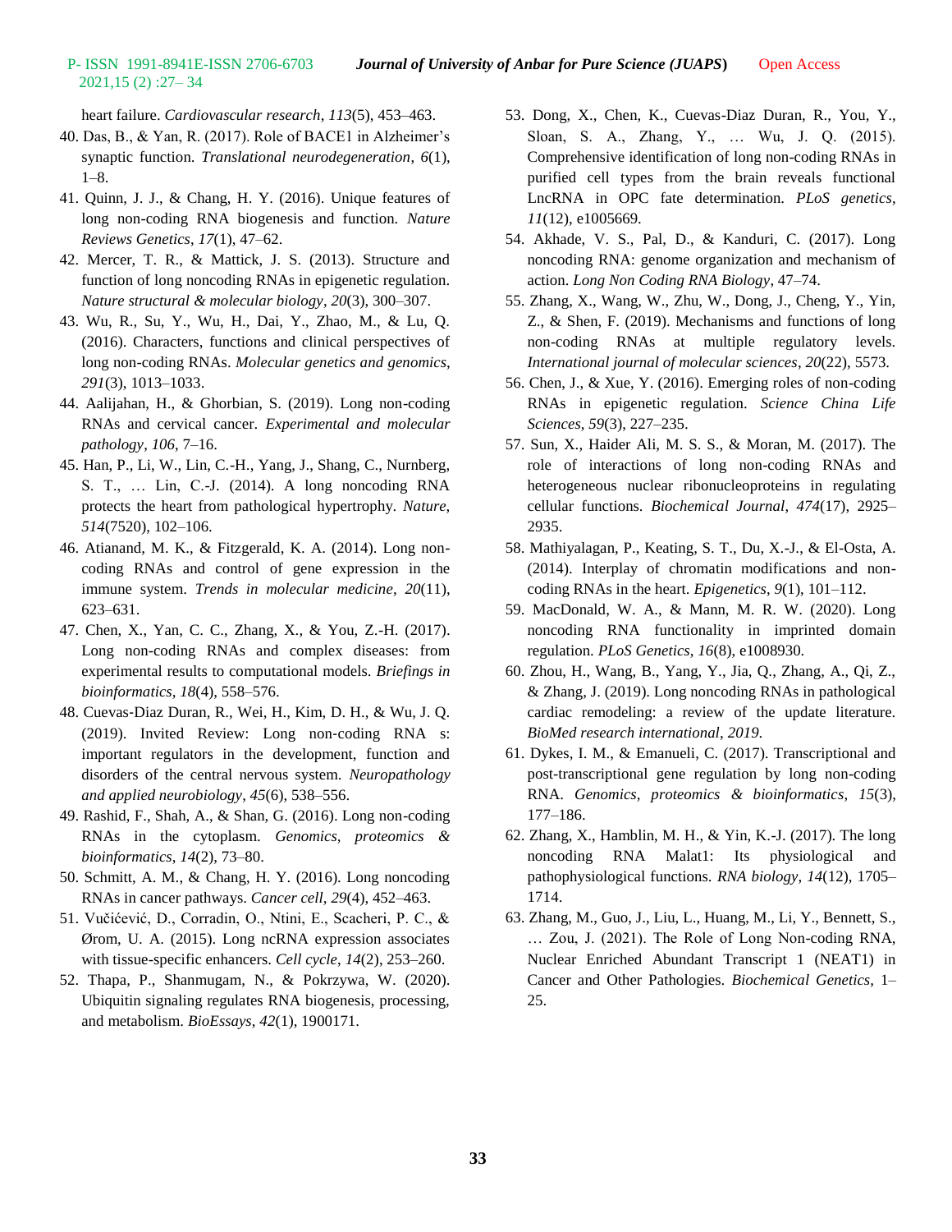heart failure. *Cardiovascular research*, *113*(5), 453–463.

40. Das, B., & Yan, R. (2017). Role of BACE1 in Alzheimer's synaptic function. *Translational neurodegeneration*, *6*(1), 1–8.
41. Quinn, J. J., & Chang, H. Y. (2016). Unique features of long non-coding RNA biogenesis and function. *Nature Reviews Genetics*, *17*(1), 47–62.
42. Mercer, T. R., & Mattick, J. S. (2013). Structure and function of long noncoding RNAs in epigenetic regulation. *Nature structural & molecular biology*, *20*(3), 300–307.
43. Wu, R., Su, Y., Wu, H., Dai, Y., Zhao, M., & Lu, Q. (2016). Characters, functions and clinical perspectives of long non-coding RNAs. *Molecular genetics and genomics*, *291*(3), 1013–1033.
44. Aalijahan, H., & Ghorbian, S. (2019). Long non-coding RNAs and cervical cancer. *Experimental and molecular pathology*, *106*, 7–16.
45. Han, P., Li, W., Lin, C.-H., Yang, J., Shang, C., Nurnberg, S. T., … Lin, C.-J. (2014). A long noncoding RNA protects the heart from pathological hypertrophy. *Nature*, *514*(7520), 102–106.
46. Atianand, M. K., & Fitzgerald, K. A. (2014). Long non-coding RNAs and control of gene expression in the immune system. *Trends in molecular medicine*, *20*(11), 623–631.
47. Chen, X., Yan, C. C., Zhang, X., & You, Z.-H. (2017). Long non-coding RNAs and complex diseases: from experimental results to computational models. *Briefings in bioinformatics*, *18*(4), 558–576.
48. Cuevas-Diaz Duran, R., Wei, H., Kim, D. H., & Wu, J. Q. (2019). Invited Review: Long non-coding RNA s: important regulators in the development, function and disorders of the central nervous system. *Neuropathology and applied neurobiology*, *45*(6), 538–556.
49. Rashid, F., Shah, A., & Shan, G. (2016). Long non-coding RNAs in the cytoplasm. *Genomics, proteomics & bioinformatics*, *14*(2), 73–80.
50. Schmitt, A. M., & Chang, H. Y. (2016). Long noncoding RNAs in cancer pathways. *Cancer cell*, *29*(4), 452–463.
51. Vučićević, D., Corradin, O., Ntini, E., Scacheri, P. C., & Ørom, U. A. (2015). Long ncRNA expression associates with tissue-specific enhancers. *Cell cycle*, *14*(2), 253–260.
52. Thapa, P., Shanmugam, N., & Pokrzywa, W. (2020). Ubiquitin signaling regulates RNA biogenesis, processing, and metabolism. *BioEssays*, *42*(1), 1900171.
53. Dong, X., Chen, K., Cuevas-Diaz Duran, R., You, Y., Sloan, S. A., Zhang, Y., … Wu, J. Q. (2015). Comprehensive identification of long non-coding RNAs in purified cell types from the brain reveals functional LncRNA in OPC fate determination. *PLoS genetics*, *11*(12), e1005669.
54. Akhade, V. S., Pal, D., & Kanduri, C. (2017). Long noncoding RNA: genome organization and mechanism of action. *Long Non Coding RNA Biology*, 47–74.
55. Zhang, X., Wang, W., Zhu, W., Dong, J., Cheng, Y., Yin, Z., & Shen, F. (2019). Mechanisms and functions of long non-coding RNAs at multiple regulatory levels. *International journal of molecular sciences*, *20*(22), 5573.
56. Chen, J., & Xue, Y. (2016). Emerging roles of non-coding RNAs in epigenetic regulation. *Science China Life Sciences*, *59*(3), 227–235.
57. Sun, X., Haider Ali, M. S. S., & Moran, M. (2017). The role of interactions of long non-coding RNAs and heterogeneous nuclear ribonucleoproteins in regulating cellular functions. *Biochemical Journal*, *474*(17), 2925–2935.
58. Mathiyalagan, P., Keating, S. T., Du, X.-J., & El-Osta, A. (2014). Interplay of chromatin modifications and non-coding RNAs in the heart. *Epigenetics*, *9*(1), 101–112.
59. MacDonald, W. A., & Mann, M. R. W. (2020). Long noncoding RNA functionality in imprinted domain regulation. *PLoS Genetics*, *16*(8), e1008930.
60. Zhou, H., Wang, B., Yang, Y., Jia, Q., Zhang, A., Qi, Z., & Zhang, J. (2019). Long noncoding RNAs in pathological cardiac remodeling: a review of the update literature. *BioMed research international*, *2019*.
61. Dykes, I. M., & Emanueli, C. (2017). Transcriptional and post-transcriptional gene regulation by long non-coding RNA. *Genomics, proteomics & bioinformatics*, *15*(3), 177–186.
62. Zhang, X., Hamblin, M. H., & Yin, K.-J. (2017). The long noncoding RNA Malat1: Its physiological and pathophysiological functions. *RNA biology*, *14*(12), 1705–1714.
63. Zhang, M., Guo, J., Liu, L., Huang, M., Li, Y., Bennett, S., … Zou, J. (2021). The Role of Long Non-coding RNA, Nuclear Enriched Abundant Transcript 1 (NEAT1) in Cancer and Other Pathologies. *Biochemical Genetics*, 1–25.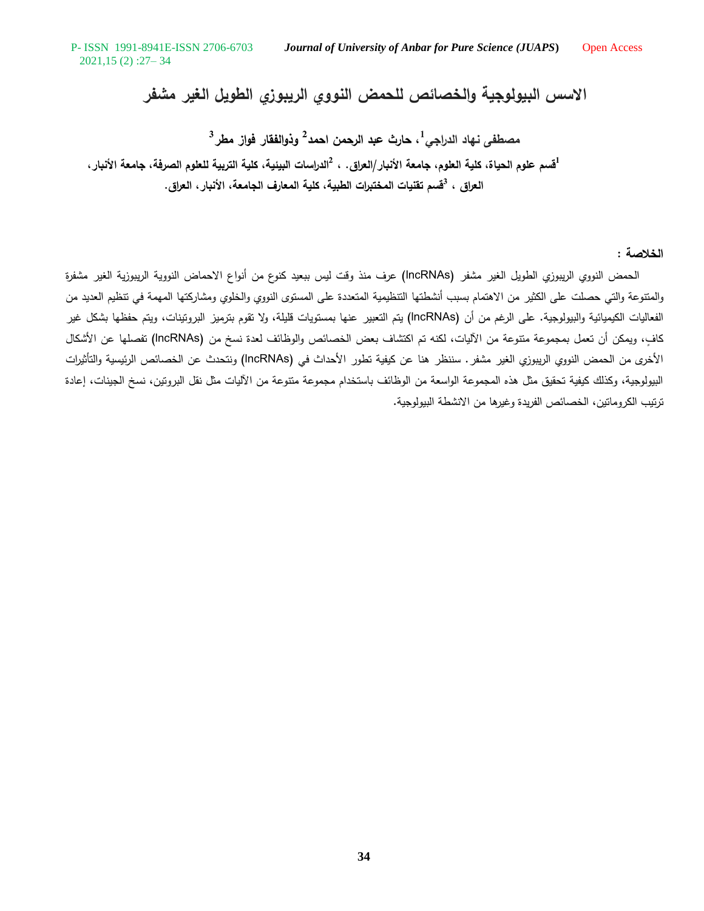# الاسس البيولوجية والخصائص للحمض النووي الريبوزي الطويل الغير مشفر

**مصطفى نهاد الدراجي[1]، حارث عبد الرحمن احمد[2] وذوالفقار فواز مطر[3]**

**[1]قسم علوم الحياة، كلية العلوم، جامعة الأنبار/العراق. ، [2]الدراسات البيئية، كلية التربية للعلوم الصرفة، جامعة الأنبار، العراق ، [3]قسم تقنيات المختبرات الطبية، كلية المعارف الجامعة، الأنبار، العراق.**

**الخلاصة :**

الحمض النووي الريبوزي الطويل الغير مشفر (lncRNAs) عرف منذ وقت ليس ببعيد كنوع من أنواع الاحماض النووية الريبوزية الغير مشفرة والمتنوعة والتي حصلت على الكثير من الاهتمام بسبب أنشطتها التنظيمية المتعددة على المستوى النووي والخلوي ومشاركتها المهمة في تنظيم العديد من الفعاليات الكيميائية والبيولوجية. على الرغم من أن (lncRNAs) يتم التعبير عنها بمستويات قليلة، ولا تقوم بترميز البروتينات، ويتم حفظها بشكل غير كافٍ، ويمكن أن تعمل بمجموعة متنوعة من الآليات، لكنه تم اكتشاف بعض الخصائص والوظائف لعدة نسخ من (lncRNAs) تفصلها عن الأشكال الأخرى من الحمض النووي الريبوزي الغير مشفر. سننظر هنا عن كيفية تطور الأحداث في (lncRNAs) ونتحدث عن الخصائص الرئيسية والتأثيرات البيولوجية، وكذلك كيفية تحقيق مثل هذه المجموعة الواسعة من الوظائف باستخدام مجموعة متنوعة من الآليات مثل نقل البروتين، نسخ الجينات، إعادة ترتيب الكروماتين، الخصائص الفريدة وغيرها من الانشطة البيولوجية.